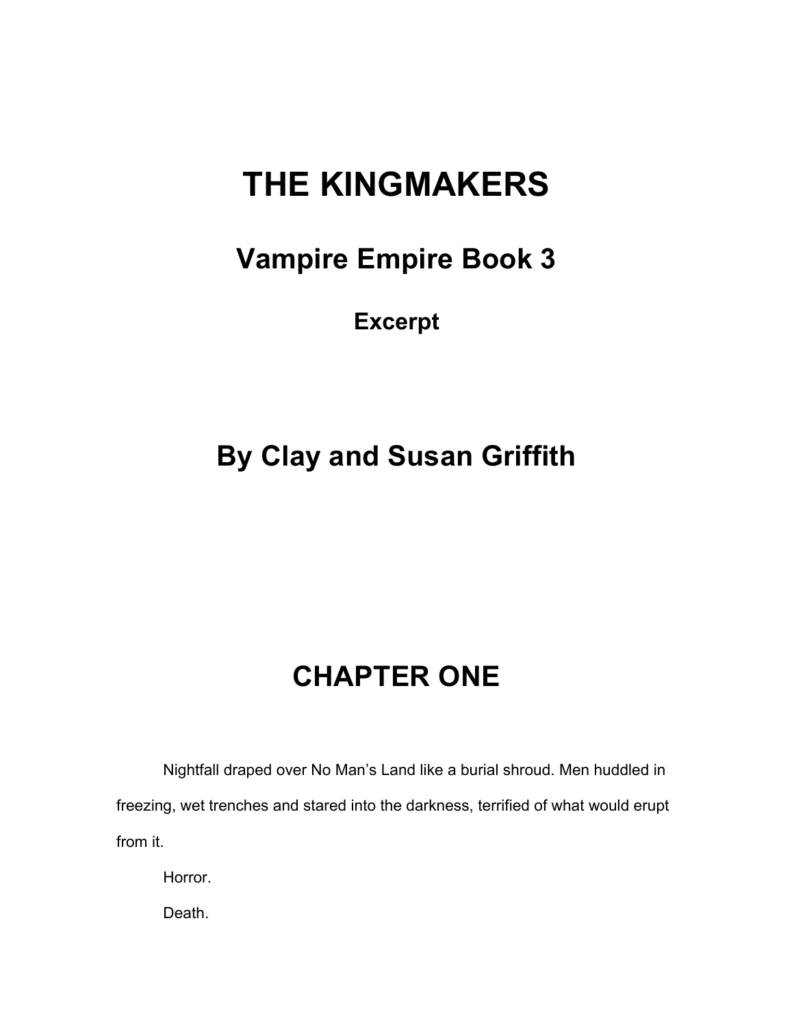# THE KINGMAKERS

## Vampire Empire Book 3

### Excerpt

## By Clay and Susan Griffith

# CHAPTER ONE

Nightfall draped over No Man's Land like a burial shroud. Men huddled in freezing, wet trenches and stared into the darkness, terrified of what would erupt from it.

Horror.

Death.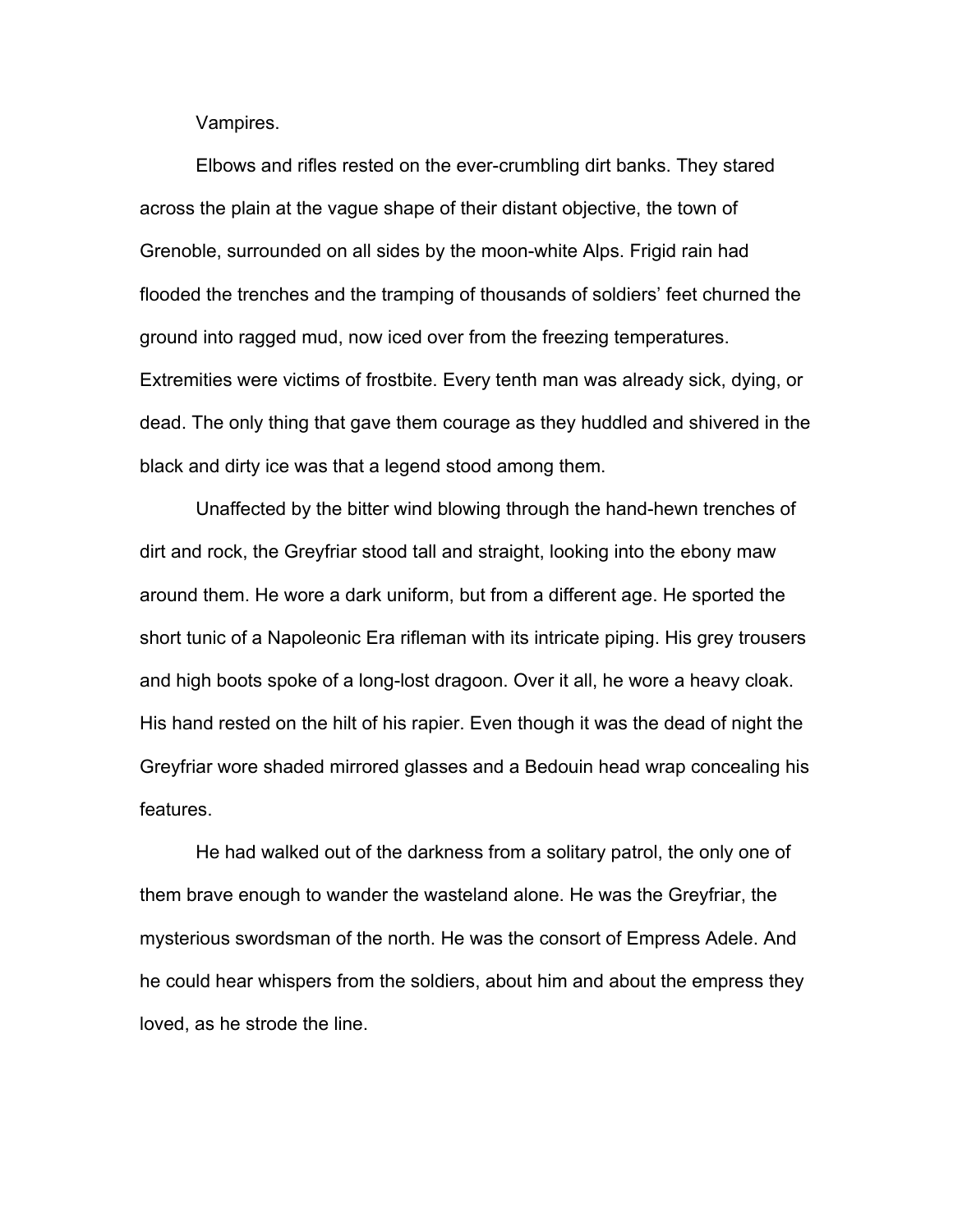Vampires.

Elbows and rifles rested on the ever-crumbling dirt banks. They stared across the plain at the vague shape of their distant objective, the town of Grenoble, surrounded on all sides by the moon-white Alps. Frigid rain had flooded the trenches and the tramping of thousands of soldiers' feet churned the ground into ragged mud, now iced over from the freezing temperatures. Extremities were victims of frostbite. Every tenth man was already sick, dying, or dead. The only thing that gave them courage as they huddled and shivered in the black and dirty ice was that a legend stood among them.

Unaffected by the bitter wind blowing through the hand-hewn trenches of dirt and rock, the Greyfriar stood tall and straight, looking into the ebony maw around them. He wore a dark uniform, but from a different age. He sported the short tunic of a Napoleonic Era rifleman with its intricate piping. His grey trousers and high boots spoke of a long-lost dragoon. Over it all, he wore a heavy cloak. His hand rested on the hilt of his rapier. Even though it was the dead of night the Greyfriar wore shaded mirrored glasses and a Bedouin head wrap concealing his features.

He had walked out of the darkness from a solitary patrol, the only one of them brave enough to wander the wasteland alone. He was the Greyfriar, the mysterious swordsman of the north. He was the consort of Empress Adele. And he could hear whispers from the soldiers, about him and about the empress they loved, as he strode the line.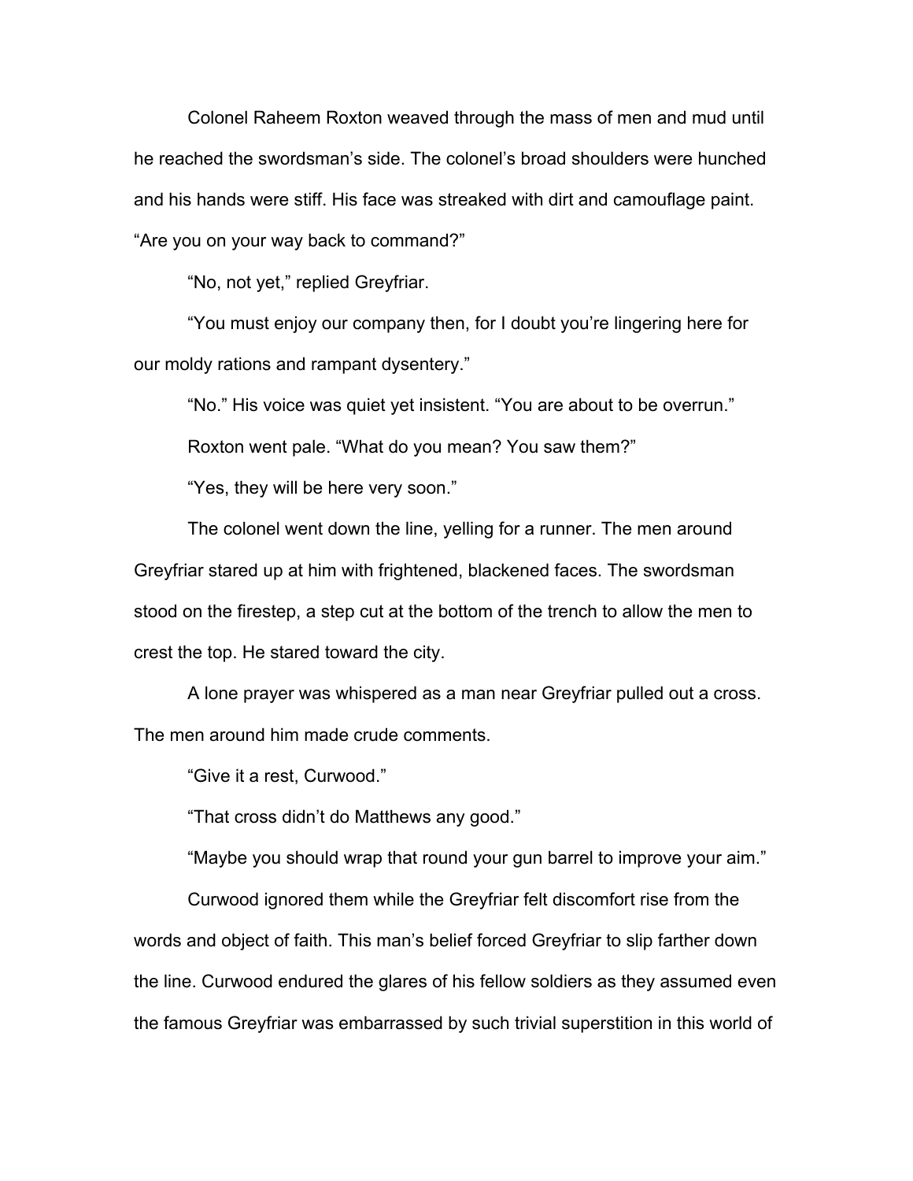Colonel Raheem Roxton weaved through the mass of men and mud until he reached the swordsman's side. The colonel's broad shoulders were hunched and his hands were stiff. His face was streaked with dirt and camouflage paint. "Are you on your way back to command?"

"No, not yet," replied Greyfriar.

"You must enjoy our company then, for I doubt you're lingering here for our moldy rations and rampant dysentery."

"No." His voice was quiet yet insistent. "You are about to be overrun."

Roxton went pale. "What do you mean? You saw them?"

"Yes, they will be here very soon."

The colonel went down the line, yelling for a runner. The men around Greyfriar stared up at him with frightened, blackened faces. The swordsman stood on the firestep, a step cut at the bottom of the trench to allow the men to crest the top. He stared toward the city.

A lone prayer was whispered as a man near Greyfriar pulled out a cross. The men around him made crude comments.

"Give it a rest, Curwood."

"That cross didn't do Matthews any good."

"Maybe you should wrap that round your gun barrel to improve your aim."

Curwood ignored them while the Greyfriar felt discomfort rise from the words and object of faith. This man's belief forced Greyfriar to slip farther down the line. Curwood endured the glares of his fellow soldiers as they assumed even the famous Greyfriar was embarrassed by such trivial superstition in this world of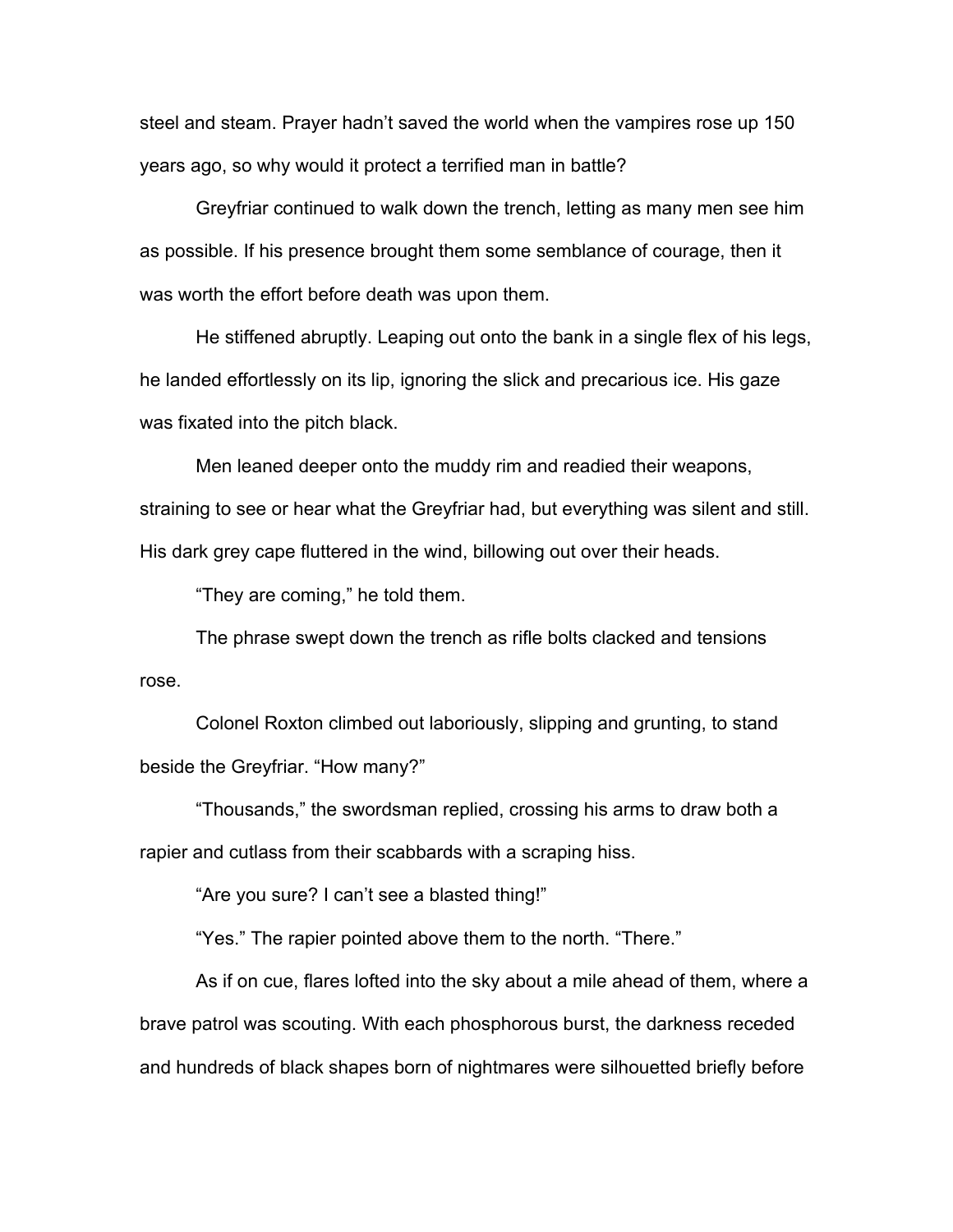steel and steam. Prayer hadn't saved the world when the vampires rose up 150 years ago, so why would it protect a terrified man in battle?

Greyfriar continued to walk down the trench, letting as many men see him as possible. If his presence brought them some semblance of courage, then it was worth the effort before death was upon them.

He stiffened abruptly. Leaping out onto the bank in a single flex of his legs, he landed effortlessly on its lip, ignoring the slick and precarious ice. His gaze was fixated into the pitch black.

Men leaned deeper onto the muddy rim and readied their weapons, straining to see or hear what the Greyfriar had, but everything was silent and still. His dark grey cape fluttered in the wind, billowing out over their heads.

"They are coming," he told them.

The phrase swept down the trench as rifle bolts clacked and tensions rose.

Colonel Roxton climbed out laboriously, slipping and grunting, to stand beside the Greyfriar. "How many?"

"Thousands," the swordsman replied, crossing his arms to draw both a rapier and cutlass from their scabbards with a scraping hiss.

"Are you sure? I can't see a blasted thing!"

"Yes." The rapier pointed above them to the north. "There."

As if on cue, flares lofted into the sky about a mile ahead of them, where a brave patrol was scouting. With each phosphorous burst, the darkness receded and hundreds of black shapes born of nightmares were silhouetted briefly before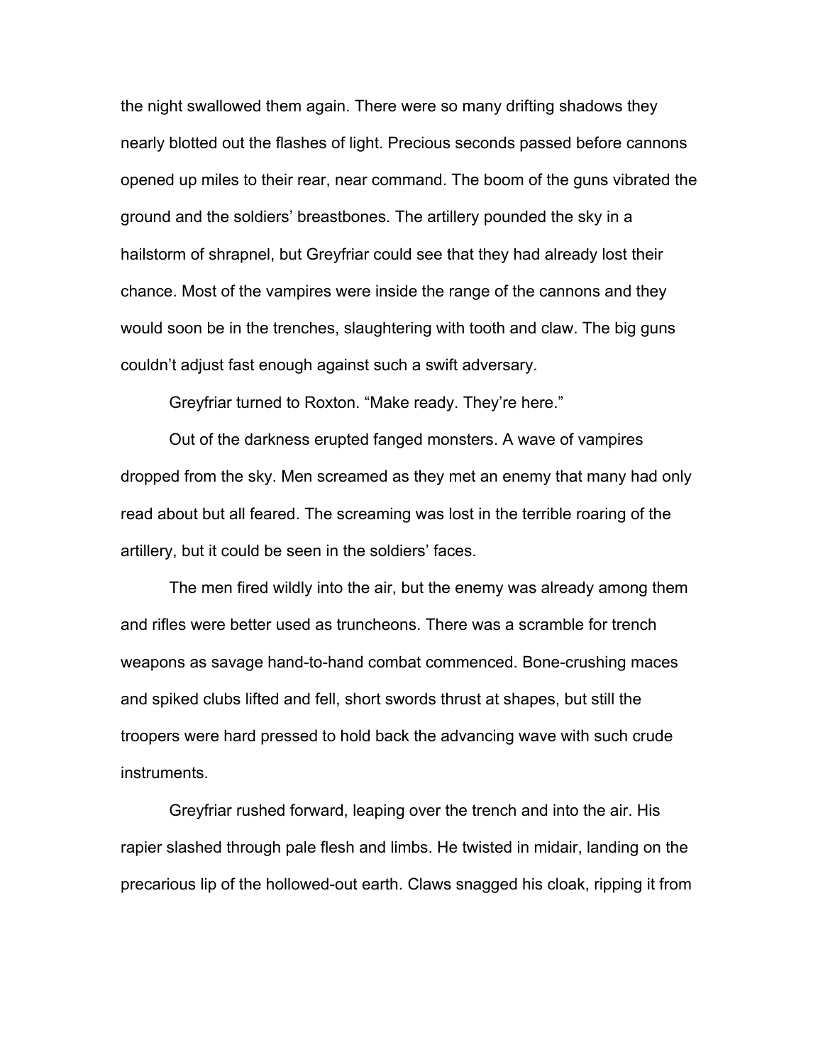the night swallowed them again. There were so many drifting shadows they nearly blotted out the flashes of light. Precious seconds passed before cannons opened up miles to their rear, near command. The boom of the guns vibrated the ground and the soldiers' breastbones. The artillery pounded the sky in a hailstorm of shrapnel, but Greyfriar could see that they had already lost their chance. Most of the vampires were inside the range of the cannons and they would soon be in the trenches, slaughtering with tooth and claw. The big guns couldn't adjust fast enough against such a swift adversary.

Greyfriar turned to Roxton. "Make ready. They're here."

Out of the darkness erupted fanged monsters. A wave of vampires dropped from the sky. Men screamed as they met an enemy that many had only read about but all feared. The screaming was lost in the terrible roaring of the artillery, but it could be seen in the soldiers' faces.

The men fired wildly into the air, but the enemy was already among them and rifles were better used as truncheons. There was a scramble for trench weapons as savage hand-to-hand combat commenced. Bone-crushing maces and spiked clubs lifted and fell, short swords thrust at shapes, but still the troopers were hard pressed to hold back the advancing wave with such crude instruments.

Greyfriar rushed forward, leaping over the trench and into the air. His rapier slashed through pale flesh and limbs. He twisted in midair, landing on the precarious lip of the hollowed-out earth. Claws snagged his cloak, ripping it from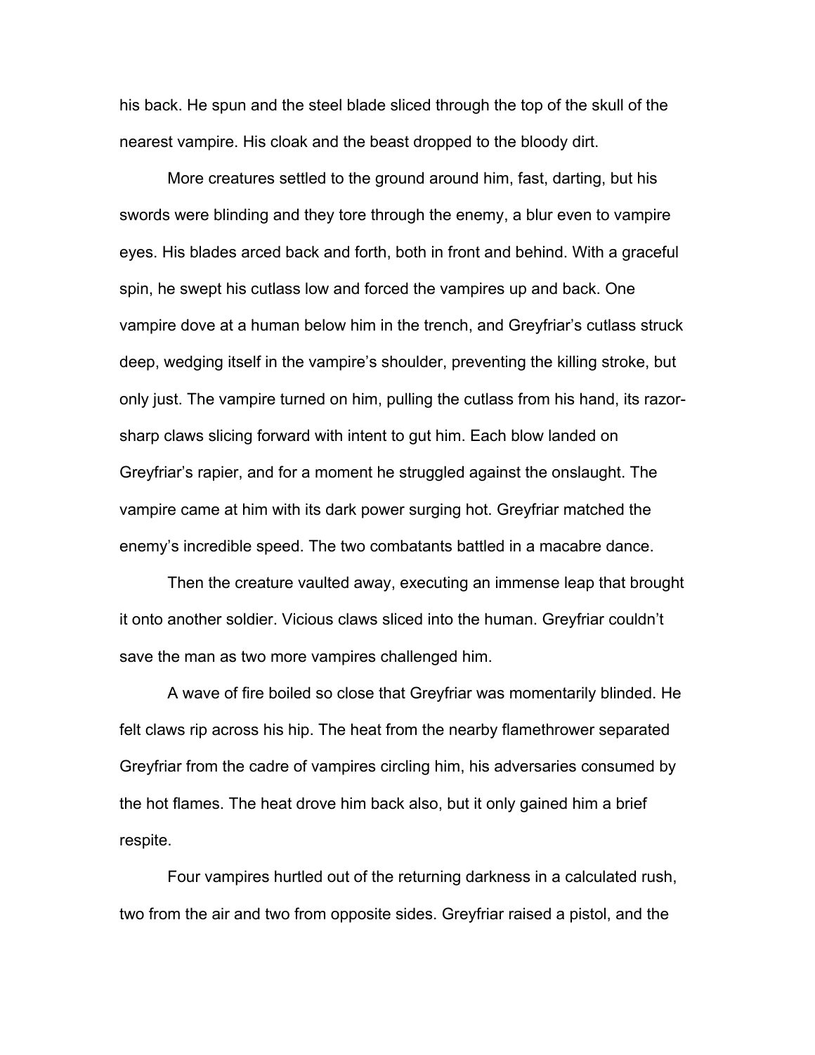his back. He spun and the steel blade sliced through the top of the skull of the nearest vampire. His cloak and the beast dropped to the bloody dirt.

More creatures settled to the ground around him, fast, darting, but his swords were blinding and they tore through the enemy, a blur even to vampire eyes. His blades arced back and forth, both in front and behind. With a graceful spin, he swept his cutlass low and forced the vampires up and back. One vampire dove at a human below him in the trench, and Greyfriar's cutlass struck deep, wedging itself in the vampire's shoulder, preventing the killing stroke, but only just. The vampire turned on him, pulling the cutlass from his hand, its razor-sharp claws slicing forward with intent to gut him. Each blow landed on Greyfriar's rapier, and for a moment he struggled against the onslaught. The vampire came at him with its dark power surging hot. Greyfriar matched the enemy's incredible speed. The two combatants battled in a macabre dance.

Then the creature vaulted away, executing an immense leap that brought it onto another soldier. Vicious claws sliced into the human. Greyfriar couldn't save the man as two more vampires challenged him.

A wave of fire boiled so close that Greyfriar was momentarily blinded. He felt claws rip across his hip. The heat from the nearby flamethrower separated Greyfriar from the cadre of vampires circling him, his adversaries consumed by the hot flames. The heat drove him back also, but it only gained him a brief respite.

Four vampires hurtled out of the returning darkness in a calculated rush, two from the air and two from opposite sides. Greyfriar raised a pistol, and the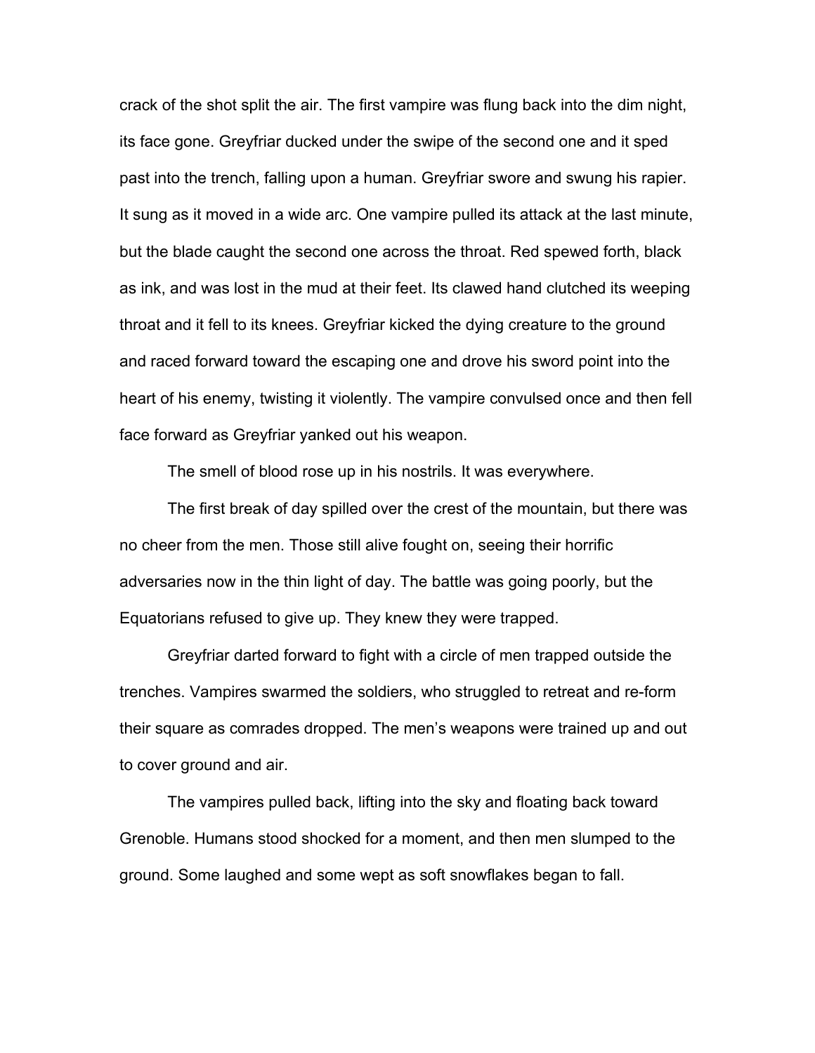crack of the shot split the air. The first vampire was flung back into the dim night, its face gone. Greyfriar ducked under the swipe of the second one and it sped past into the trench, falling upon a human. Greyfriar swore and swung his rapier. It sung as it moved in a wide arc. One vampire pulled its attack at the last minute, but the blade caught the second one across the throat. Red spewed forth, black as ink, and was lost in the mud at their feet. Its clawed hand clutched its weeping throat and it fell to its knees. Greyfriar kicked the dying creature to the ground and raced forward toward the escaping one and drove his sword point into the heart of his enemy, twisting it violently. The vampire convulsed once and then fell face forward as Greyfriar yanked out his weapon.

The smell of blood rose up in his nostrils. It was everywhere.

The first break of day spilled over the crest of the mountain, but there was no cheer from the men. Those still alive fought on, seeing their horrific adversaries now in the thin light of day. The battle was going poorly, but the Equatorians refused to give up. They knew they were trapped.

Greyfriar darted forward to fight with a circle of men trapped outside the trenches. Vampires swarmed the soldiers, who struggled to retreat and re-form their square as comrades dropped. The men's weapons were trained up and out to cover ground and air.

The vampires pulled back, lifting into the sky and floating back toward Grenoble. Humans stood shocked for a moment, and then men slumped to the ground. Some laughed and some wept as soft snowflakes began to fall.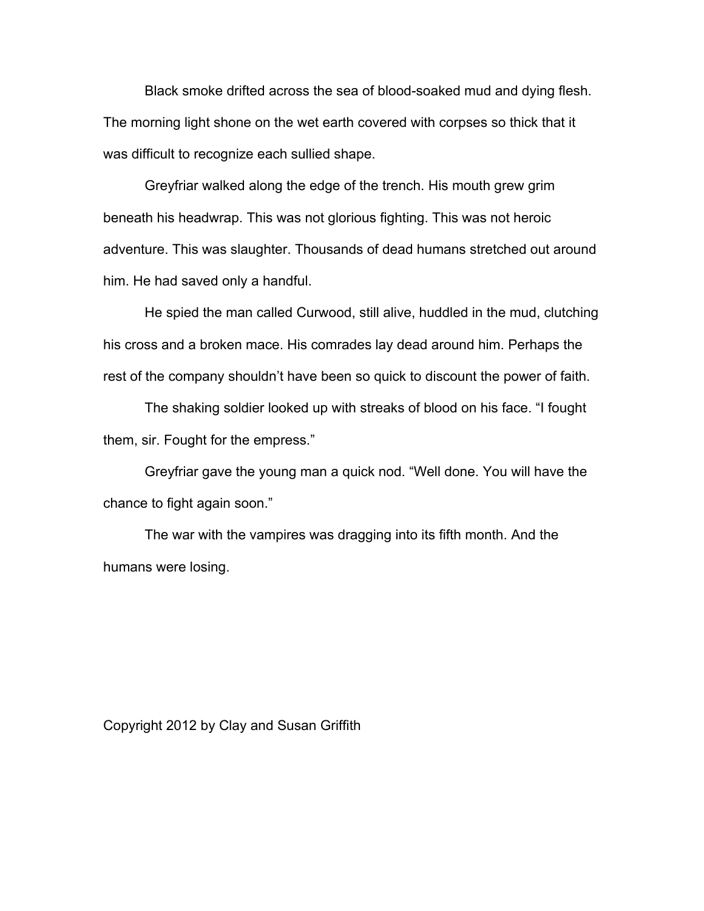Black smoke drifted across the sea of blood-soaked mud and dying flesh. The morning light shone on the wet earth covered with corpses so thick that it was difficult to recognize each sullied shape.

Greyfriar walked along the edge of the trench. His mouth grew grim beneath his headwrap. This was not glorious fighting. This was not heroic adventure. This was slaughter. Thousands of dead humans stretched out around him. He had saved only a handful.

He spied the man called Curwood, still alive, huddled in the mud, clutching his cross and a broken mace. His comrades lay dead around him. Perhaps the rest of the company shouldn't have been so quick to discount the power of faith.

The shaking soldier looked up with streaks of blood on his face. "I fought them, sir. Fought for the empress."

Greyfriar gave the young man a quick nod. "Well done. You will have the chance to fight again soon."

The war with the vampires was dragging into its fifth month. And the humans were losing.

Copyright 2012 by Clay and Susan Griffith